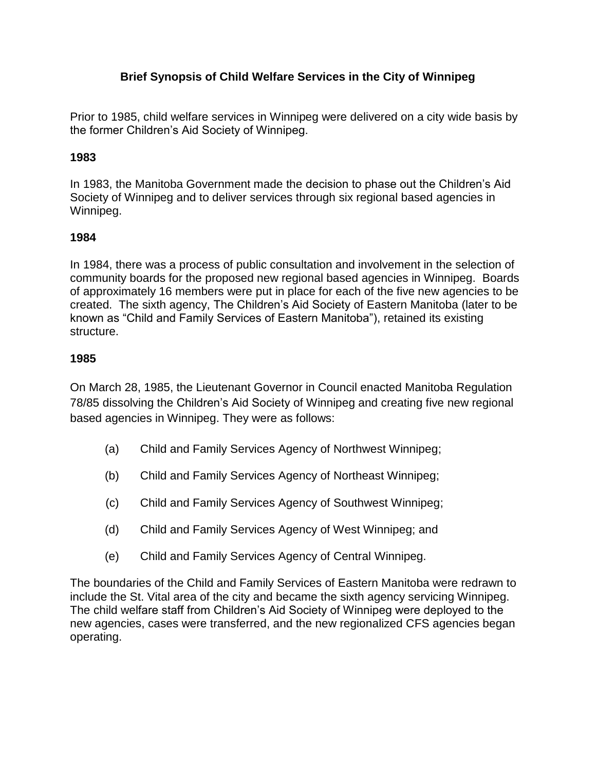# Brief Synopsis of Child Welfare Services in the City of Winnipeg

Prior to 1985, child welfare services in Winnipeg were delivered on a city wide basis by the former Children's Aid Society of Winnipeg.

**1983**

In 1983, the Manitoba Government made the decision to phase out the Children's Aid Society of Winnipeg and to deliver services through six regional based agencies in Winnipeg.

**1984**

In 1984, there was a process of public consultation and involvement in the selection of community boards for the proposed new regional based agencies in Winnipeg. Boards of approximately 16 members were put in place for each of the five new agencies to be created. The sixth agency, The Children's Aid Society of Eastern Manitoba (later to be known as "Child and Family Services of Eastern Manitoba"), retained its existing structure.

**1985**

On March 28, 1985, the Lieutenant Governor in Council enacted Manitoba Regulation 78/85 dissolving the Children's Aid Society of Winnipeg and creating five new regional based agencies in Winnipeg. They were as follows:

(a) Child and Family Services Agency of Northwest Winnipeg;

(b) Child and Family Services Agency of Northeast Winnipeg;

(c) Child and Family Services Agency of Southwest Winnipeg;

(d) Child and Family Services Agency of West Winnipeg; and

(e) Child and Family Services Agency of Central Winnipeg.

The boundaries of the Child and Family Services of Eastern Manitoba were redrawn to include the St. Vital area of the city and became the sixth agency servicing Winnipeg. The child welfare staff from Children's Aid Society of Winnipeg were deployed to the new agencies, cases were transferred, and the new regionalized CFS agencies began operating.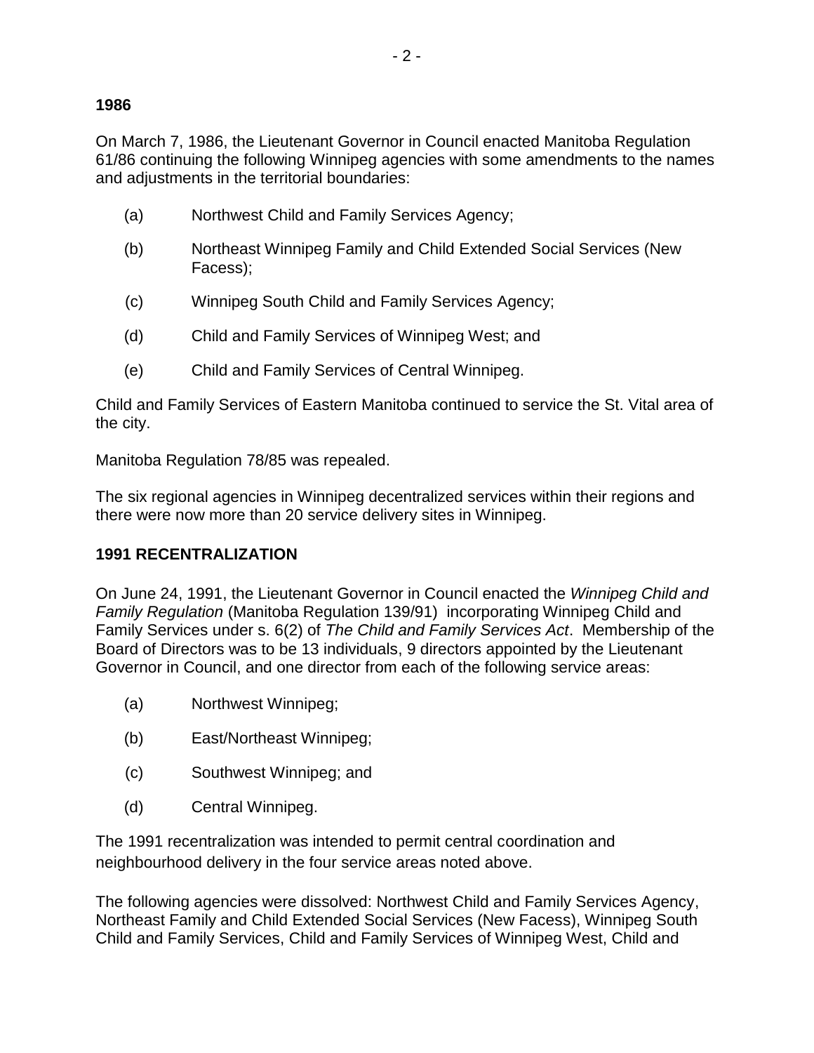**1986**

On March 7, 1986, the Lieutenant Governor in Council enacted Manitoba Regulation 61/86 continuing the following Winnipeg agencies with some amendments to the names and adjustments in the territorial boundaries:

(a) Northwest Child and Family Services Agency;

(b) Northeast Winnipeg Family and Child Extended Social Services (New Facess);

(c) Winnipeg South Child and Family Services Agency;

(d) Child and Family Services of Winnipeg West; and

(e) Child and Family Services of Central Winnipeg.

Child and Family Services of Eastern Manitoba continued to service the St. Vital area of the city.

Manitoba Regulation 78/85 was repealed.

The six regional agencies in Winnipeg decentralized services within their regions and there were now more than 20 service delivery sites in Winnipeg.

**1991 RECENTRALIZATION**

On June 24, 1991, the Lieutenant Governor in Council enacted the *Winnipeg Child and Family Regulation* (Manitoba Regulation 139/91) incorporating Winnipeg Child and Family Services under s. 6(2) of *The Child and Family Services Act*. Membership of the Board of Directors was to be 13 individuals, 9 directors appointed by the Lieutenant Governor in Council, and one director from each of the following service areas:

(a) Northwest Winnipeg;

(b) East/Northeast Winnipeg;

(c) Southwest Winnipeg; and

(d) Central Winnipeg.

The 1991 recentralization was intended to permit central coordination and neighbourhood delivery in the four service areas noted above.

The following agencies were dissolved: Northwest Child and Family Services Agency, Northeast Family and Child Extended Social Services (New Facess), Winnipeg South Child and Family Services, Child and Family Services of Winnipeg West, Child and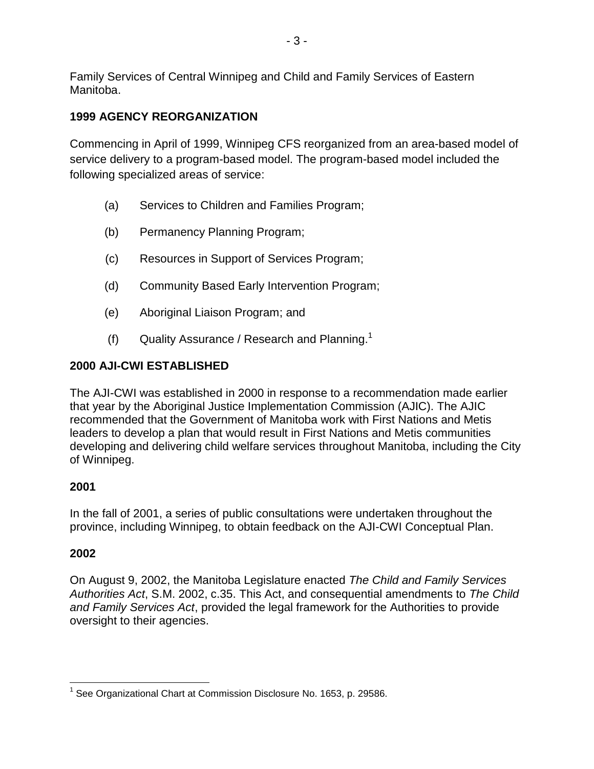Family Services of Central Winnipeg and Child and Family Services of Eastern Manitoba.

**1999 AGENCY REORGANIZATION**

Commencing in April of 1999, Winnipeg CFS reorganized from an area-based model of service delivery to a program-based model. The program-based model included the following specialized areas of service:

(a) Services to Children and Families Program;

(b) Permanency Planning Program;

(c) Resources in Support of Services Program;

(d) Community Based Early Intervention Program;

(e) Aboriginal Liaison Program; and

(f) Quality Assurance / Research and Planning.[1]

**2000 AJI-CWI ESTABLISHED**

The AJI-CWI was established in 2000 in response to a recommendation made earlier that year by the Aboriginal Justice Implementation Commission (AJIC). The AJIC recommended that the Government of Manitoba work with First Nations and Metis leaders to develop a plan that would result in First Nations and Metis communities developing and delivering child welfare services throughout Manitoba, including the City of Winnipeg.

**2001**

In the fall of 2001, a series of public consultations were undertaken throughout the province, including Winnipeg, to obtain feedback on the AJI-CWI Conceptual Plan.

**2002**

On August 9, 2002, the Manitoba Legislature enacted *The Child and Family Services Authorities Act*, S.M. 2002, c.35. This Act, and consequential amendments to *The Child and Family Services Act*, provided the legal framework for the Authorities to provide oversight to their agencies.

---

[1] See Organizational Chart at Commission Disclosure No. 1653, p. 29586.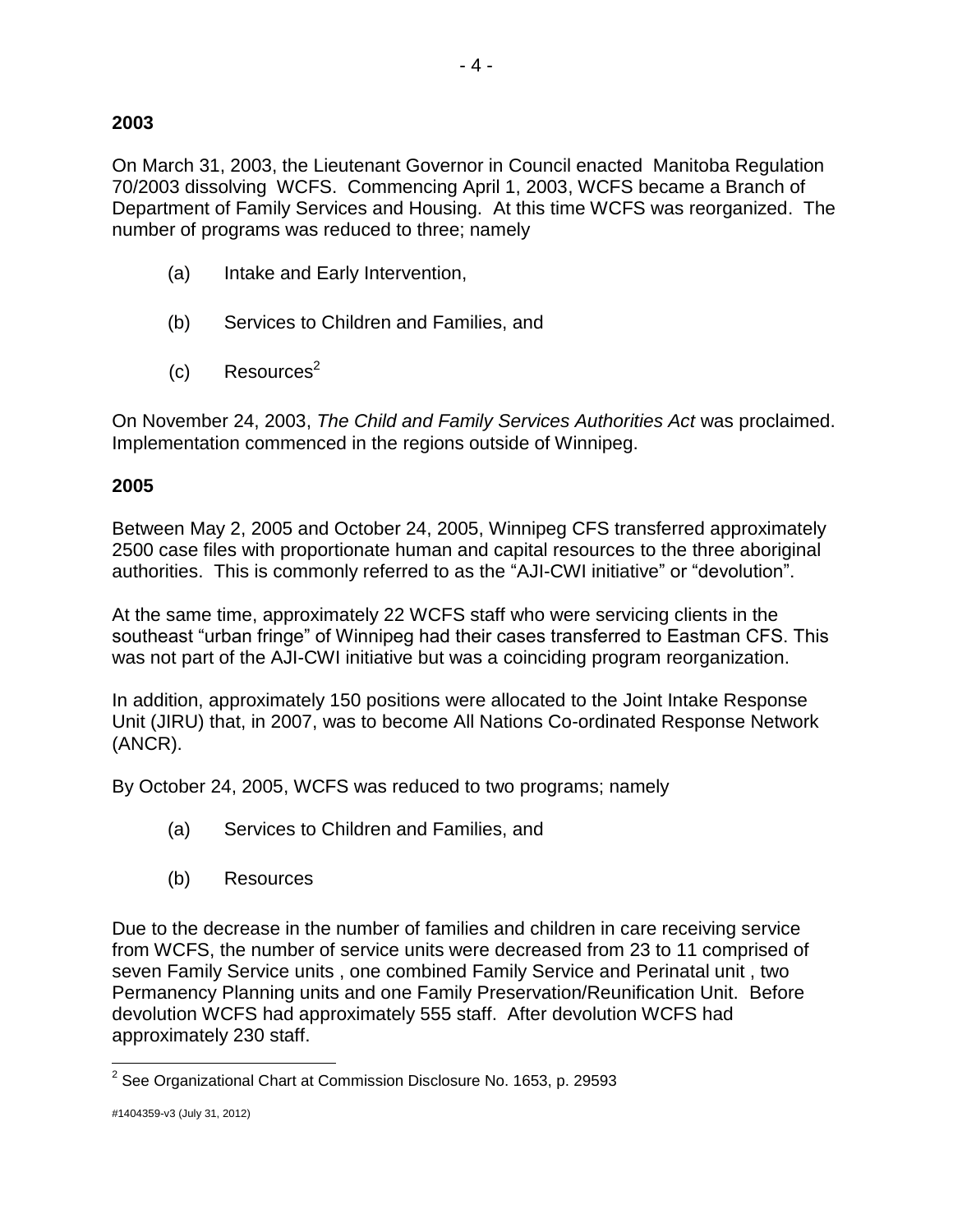**2003**

On March 31, 2003, the Lieutenant Governor in Council enacted Manitoba Regulation 70/2003 dissolving WCFS. Commencing April 1, 2003, WCFS became a Branch of Department of Family Services and Housing. At this time WCFS was reorganized. The number of programs was reduced to three; namely

(a) Intake and Early Intervention,

(b) Services to Children and Families, and

(c) Resources[2]

On November 24, 2003, *The Child and Family Services Authorities Act* was proclaimed. Implementation commenced in the regions outside of Winnipeg.

**2005**

Between May 2, 2005 and October 24, 2005, Winnipeg CFS transferred approximately 2500 case files with proportionate human and capital resources to the three aboriginal authorities. This is commonly referred to as the "AJI-CWI initiative" or "devolution".

At the same time, approximately 22 WCFS staff who were servicing clients in the southeast "urban fringe" of Winnipeg had their cases transferred to Eastman CFS. This was not part of the AJI-CWI initiative but was a coinciding program reorganization.

In addition, approximately 150 positions were allocated to the Joint Intake Response Unit (JIRU) that, in 2007, was to become All Nations Co-ordinated Response Network (ANCR).

By October 24, 2005, WCFS was reduced to two programs; namely

(a) Services to Children and Families, and

(b) Resources

Due to the decrease in the number of families and children in care receiving service from WCFS, the number of service units were decreased from 23 to 11 comprised of seven Family Service units , one combined Family Service and Perinatal unit , two Permanency Planning units and one Family Preservation/Reunification Unit. Before devolution WCFS had approximately 555 staff. After devolution WCFS had approximately 230 staff.

[2] See Organizational Chart at Commission Disclosure No. 1653, p. 29593

#1404359-v3 (July 31, 2012)